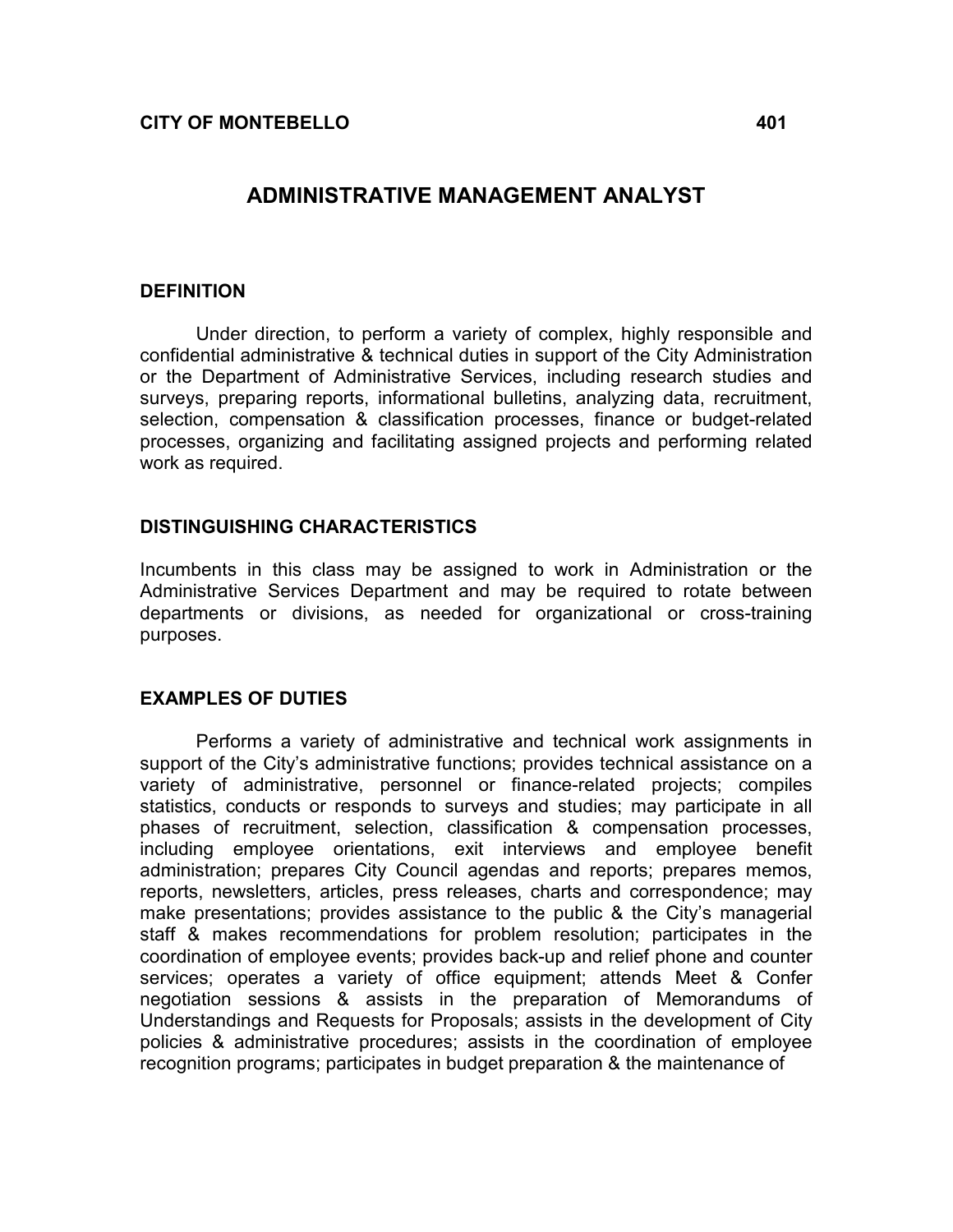**CITY OF MONTEBELLO** **401**

# ADMINISTRATIVE MANAGEMENT ANALYST

## DEFINITION

Under direction, to perform a variety of complex, highly responsible and confidential administrative & technical duties in support of the City Administration or the Department of Administrative Services, including research studies and surveys, preparing reports, informational bulletins, analyzing data, recruitment, selection, compensation & classification processes, finance or budget-related processes, organizing and facilitating assigned projects and performing related work as required.

## DISTINGUISHING CHARACTERISTICS

Incumbents in this class may be assigned to work in Administration or the Administrative Services Department and may be required to rotate between departments or divisions, as needed for organizational or cross-training purposes.

## EXAMPLES OF DUTIES

Performs a variety of administrative and technical work assignments in support of the City's administrative functions; provides technical assistance on a variety of administrative, personnel or finance-related projects; compiles statistics, conducts or responds to surveys and studies; may participate in all phases of recruitment, selection, classification & compensation processes, including employee orientations, exit interviews and employee benefit administration; prepares City Council agendas and reports; prepares memos, reports, newsletters, articles, press releases, charts and correspondence; may make presentations; provides assistance to the public & the City's managerial staff & makes recommendations for problem resolution; participates in the coordination of employee events; provides back-up and relief phone and counter services; operates a variety of office equipment; attends Meet & Confer negotiation sessions & assists in the preparation of Memorandums of Understandings and Requests for Proposals; assists in the development of City policies & administrative procedures; assists in the coordination of employee recognition programs; participates in budget preparation & the maintenance of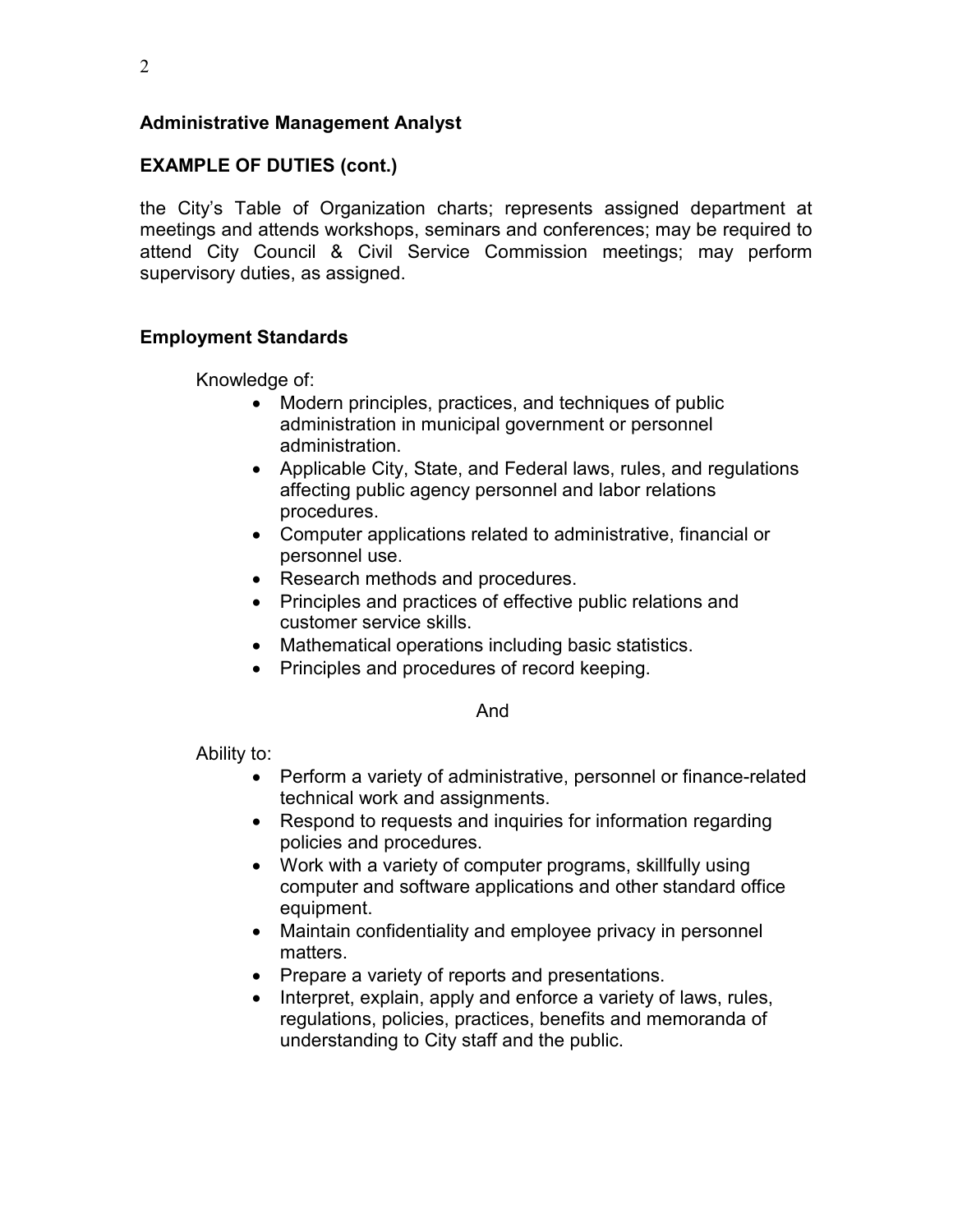**Administrative Management Analyst**

**EXAMPLE OF DUTIES (cont.)**

the City's Table of Organization charts; represents assigned department at meetings and attends workshops, seminars and conferences; may be required to attend City Council & Civil Service Commission meetings; may perform supervisory duties, as assigned.

**Employment Standards**

Knowledge of:

- Modern principles, practices, and techniques of public administration in municipal government or personnel administration.
- Applicable City, State, and Federal laws, rules, and regulations affecting public agency personnel and labor relations procedures.
- Computer applications related to administrative, financial or personnel use.
- Research methods and procedures.
- Principles and practices of effective public relations and customer service skills.
- Mathematical operations including basic statistics.
- Principles and procedures of record keeping.

And

Ability to:

- Perform a variety of administrative, personnel or finance-related technical work and assignments.
- Respond to requests and inquiries for information regarding policies and procedures.
- Work with a variety of computer programs, skillfully using computer and software applications and other standard office equipment.
- Maintain confidentiality and employee privacy in personnel matters.
- Prepare a variety of reports and presentations.
- Interpret, explain, apply and enforce a variety of laws, rules, regulations, policies, practices, benefits and memoranda of understanding to City staff and the public.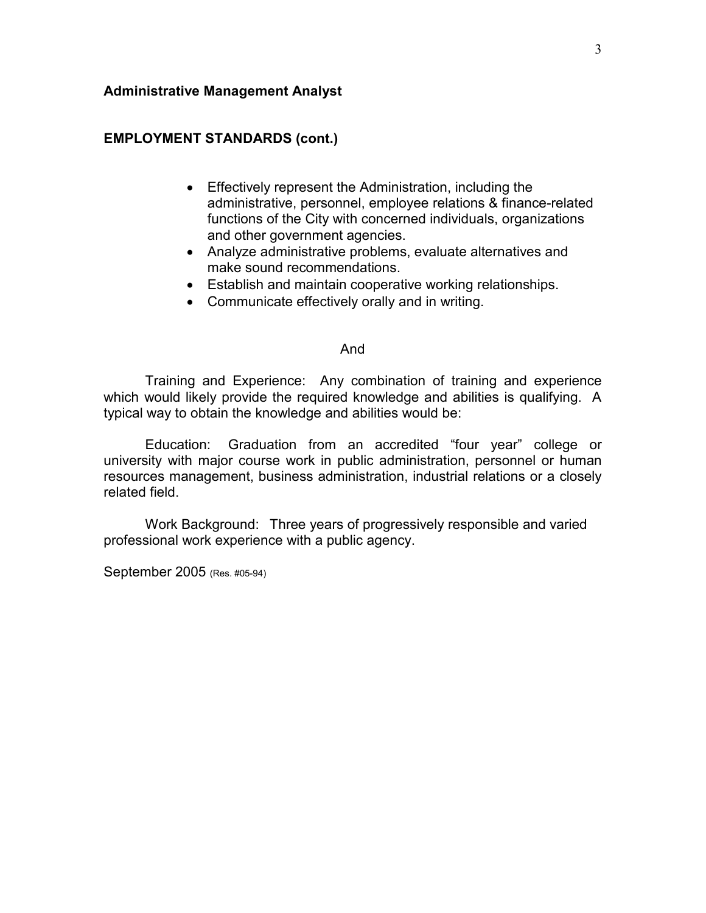**Administrative Management Analyst**

**EMPLOYMENT STANDARDS (cont.)**

- Effectively represent the Administration, including the administrative, personnel, employee relations & finance-related functions of the City with concerned individuals, organizations and other government agencies.
- Analyze administrative problems, evaluate alternatives and make sound recommendations.
- Establish and maintain cooperative working relationships.
- Communicate effectively orally and in writing.

And

Training and Experience: Any combination of training and experience which would likely provide the required knowledge and abilities is qualifying. A typical way to obtain the knowledge and abilities would be:

Education: Graduation from an accredited "four year" college or university with major course work in public administration, personnel or human resources management, business administration, industrial relations or a closely related field.

Work Background: Three years of progressively responsible and varied professional work experience with a public agency.

September 2005 (Res. #05-94)